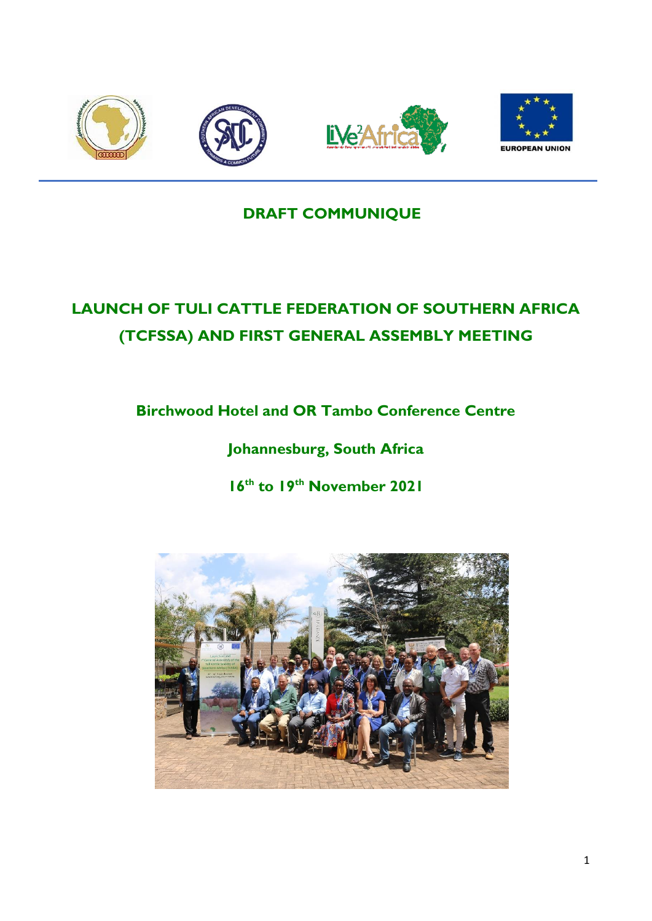EUROPEAN UNION

**DRAFT COMMUNIQUE**

# LAUNCH OF TULI CATTLE FEDERATION OF SOUTHERN AFRICA (TCFSSA) AND FIRST GENERAL ASSEMBLY MEETING

**Birchwood Hotel and OR Tambo Conference Centre**

**Johannesburg, South Africa**

**16th to 19th November 2021**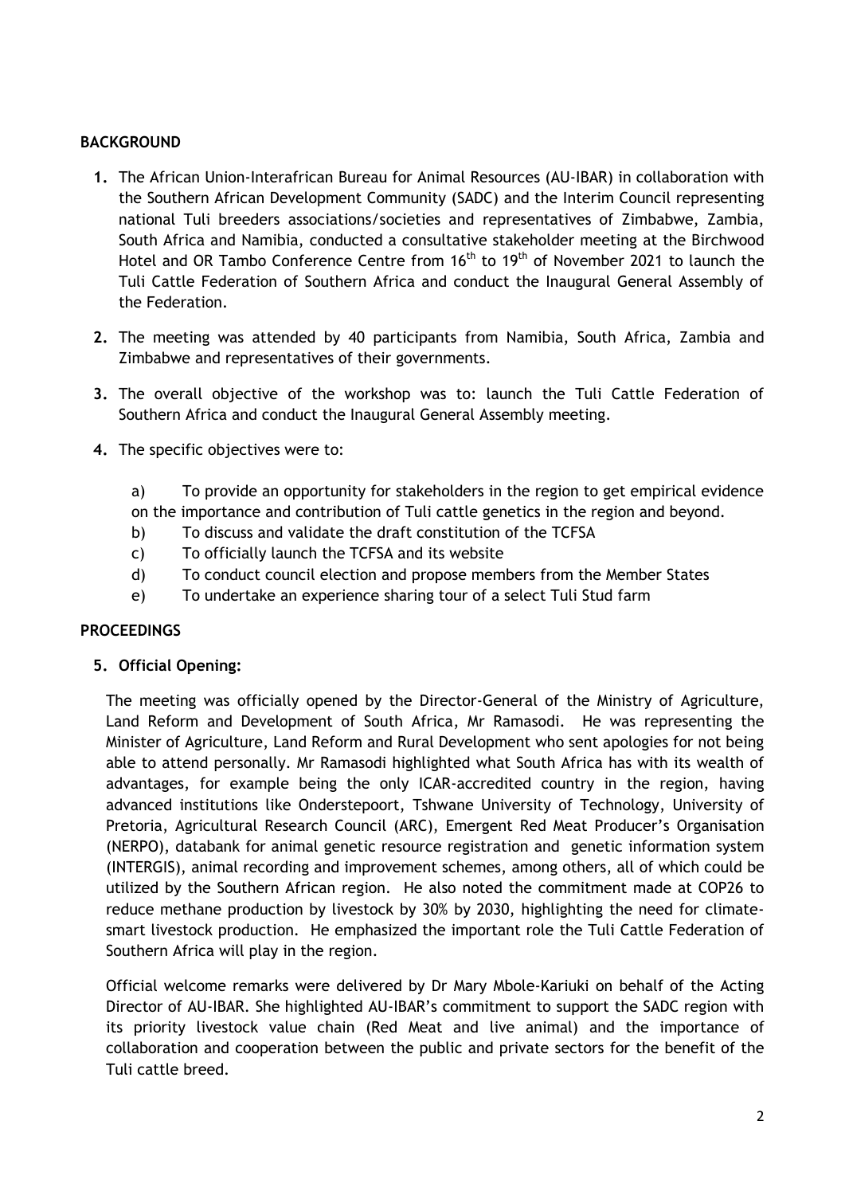## BACKGROUND

1. The African Union-Interafrican Bureau for Animal Resources (AU-IBAR) in collaboration with the Southern African Development Community (SADC) and the Interim Council representing national Tuli breeders associations/societies and representatives of Zimbabwe, Zambia, South Africa and Namibia, conducted a consultative stakeholder meeting at the Birchwood Hotel and OR Tambo Conference Centre from 16th to 19th of November 2021 to launch the Tuli Cattle Federation of Southern Africa and conduct the Inaugural General Assembly of the Federation.

2. The meeting was attended by 40 participants from Namibia, South Africa, Zambia and Zimbabwe and representatives of their governments.

3. The overall objective of the workshop was to: launch the Tuli Cattle Federation of Southern Africa and conduct the Inaugural General Assembly meeting.

4. The specific objectives were to:

   a) To provide an opportunity for stakeholders in the region to get empirical evidence on the importance and contribution of Tuli cattle genetics in the region and beyond.
   b) To discuss and validate the draft constitution of the TCFSA
   c) To officially launch the TCFSA and its website
   d) To conduct council election and propose members from the Member States
   e) To undertake an experience sharing tour of a select Tuli Stud farm

## PROCEEDINGS

5. **Official Opening:**

The meeting was officially opened by the Director-General of the Ministry of Agriculture, Land Reform and Development of South Africa, Mr Ramasodi. He was representing the Minister of Agriculture, Land Reform and Rural Development who sent apologies for not being able to attend personally. Mr Ramasodi highlighted what South Africa has with its wealth of advantages, for example being the only ICAR-accredited country in the region, having advanced institutions like Onderstepoort, Tshwane University of Technology, University of Pretoria, Agricultural Research Council (ARC), Emergent Red Meat Producer's Organisation (NERPO), databank for animal genetic resource registration and genetic information system (INTERGIS), animal recording and improvement schemes, among others, all of which could be utilized by the Southern African region. He also noted the commitment made at COP26 to reduce methane production by livestock by 30% by 2030, highlighting the need for climate-smart livestock production. He emphasized the important role the Tuli Cattle Federation of Southern Africa will play in the region.

Official welcome remarks were delivered by Dr Mary Mbole-Kariuki on behalf of the Acting Director of AU-IBAR. She highlighted AU-IBAR's commitment to support the SADC region with its priority livestock value chain (Red Meat and live animal) and the importance of collaboration and cooperation between the public and private sectors for the benefit of the Tuli cattle breed.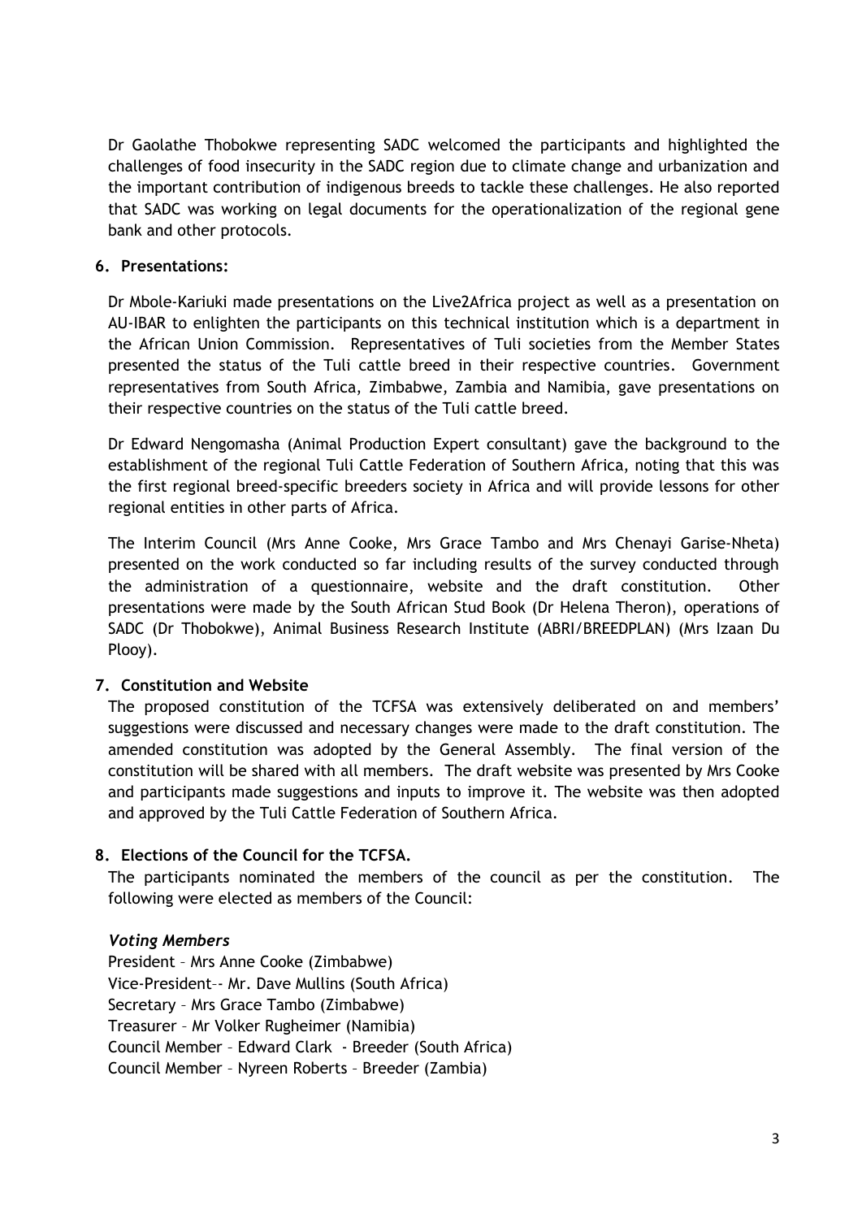Dr Gaolathe Thobokwe representing SADC welcomed the participants and highlighted the challenges of food insecurity in the SADC region due to climate change and urbanization and the important contribution of indigenous breeds to tackle these challenges. He also reported that SADC was working on legal documents for the operationalization of the regional gene bank and other protocols.

## 6. Presentations:

Dr Mbole-Kariuki made presentations on the Live2Africa project as well as a presentation on AU-IBAR to enlighten the participants on this technical institution which is a department in the African Union Commission. Representatives of Tuli societies from the Member States presented the status of the Tuli cattle breed in their respective countries. Government representatives from South Africa, Zimbabwe, Zambia and Namibia, gave presentations on their respective countries on the status of the Tuli cattle breed.

Dr Edward Nengomasha (Animal Production Expert consultant) gave the background to the establishment of the regional Tuli Cattle Federation of Southern Africa, noting that this was the first regional breed-specific breeders society in Africa and will provide lessons for other regional entities in other parts of Africa.

The Interim Council (Mrs Anne Cooke, Mrs Grace Tambo and Mrs Chenayi Garise-Nheta) presented on the work conducted so far including results of the survey conducted through the administration of a questionnaire, website and the draft constitution. Other presentations were made by the South African Stud Book (Dr Helena Theron), operations of SADC (Dr Thobokwe), Animal Business Research Institute (ABRI/BREEDPLAN) (Mrs Izaan Du Plooy).

## 7. Constitution and Website

The proposed constitution of the TCFSA was extensively deliberated on and members' suggestions were discussed and necessary changes were made to the draft constitution. The amended constitution was adopted by the General Assembly. The final version of the constitution will be shared with all members. The draft website was presented by Mrs Cooke and participants made suggestions and inputs to improve it. The website was then adopted and approved by the Tuli Cattle Federation of Southern Africa.

## 8. Elections of the Council for the TCFSA.

The participants nominated the members of the council as per the constitution. The following were elected as members of the Council:

***Voting Members***

President – Mrs Anne Cooke (Zimbabwe)
Vice-President–- Mr. Dave Mullins (South Africa)
Secretary – Mrs Grace Tambo (Zimbabwe)
Treasurer – Mr Volker Rugheimer (Namibia)
Council Member – Edward Clark - Breeder (South Africa)
Council Member – Nyreen Roberts – Breeder (Zambia)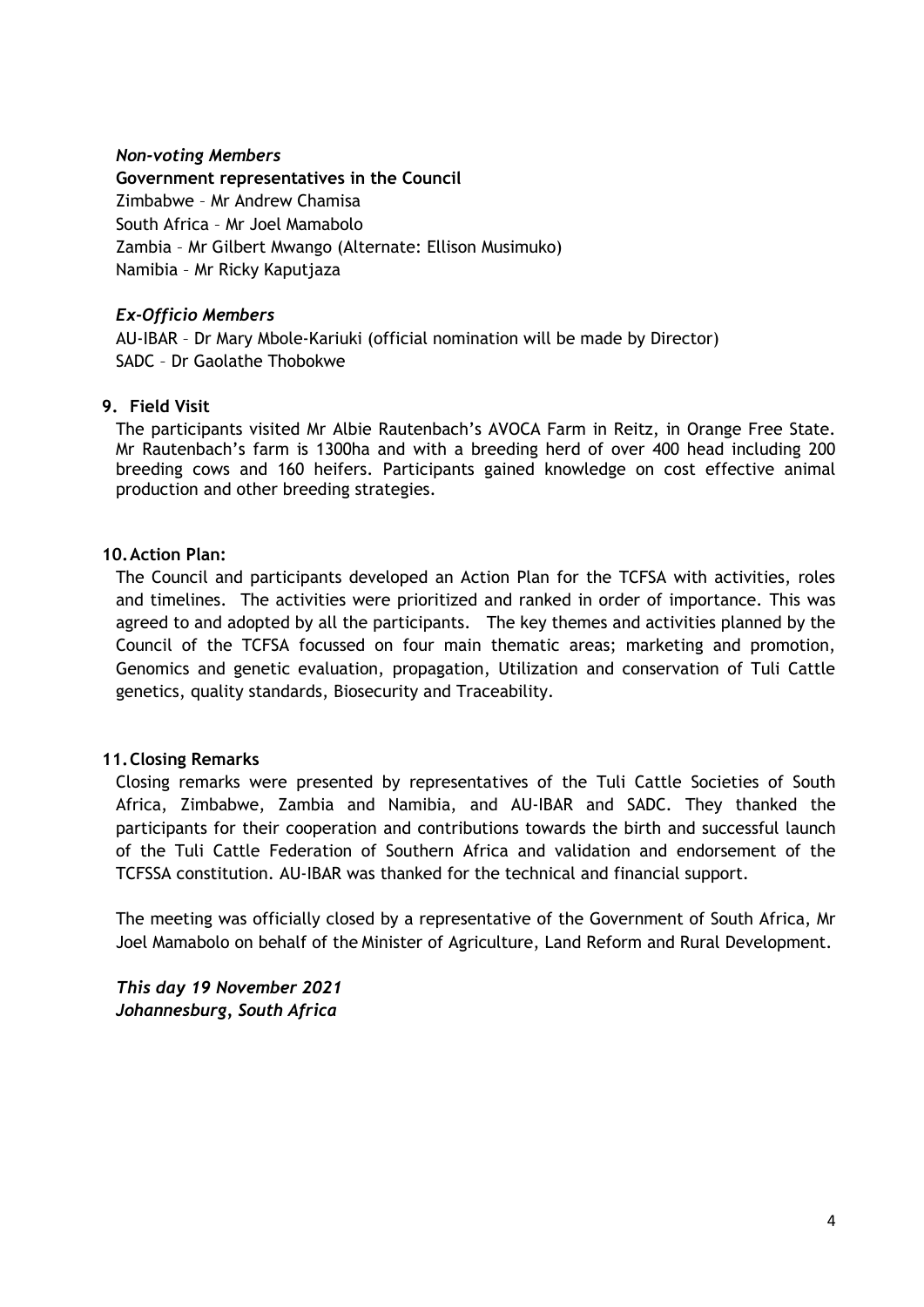*Non-voting Members*

**Government representatives in the Council**

Zimbabwe – Mr Andrew Chamisa
South Africa – Mr Joel Mamabolo
Zambia – Mr Gilbert Mwango (Alternate: Ellison Musimuko)
Namibia – Mr Ricky Kaputjaza

*Ex-Officio Members*

AU-IBAR – Dr Mary Mbole-Kariuki (official nomination will be made by Director)
SADC – Dr Gaolathe Thobokwe

## 9. Field Visit

The participants visited Mr Albie Rautenbach's AVOCA Farm in Reitz, in Orange Free State. Mr Rautenbach's farm is 1300ha and with a breeding herd of over 400 head including 200 breeding cows and 160 heifers. Participants gained knowledge on cost effective animal production and other breeding strategies.

## 10. Action Plan:

The Council and participants developed an Action Plan for the TCFSA with activities, roles and timelines. The activities were prioritized and ranked in order of importance. This was agreed to and adopted by all the participants. The key themes and activities planned by the Council of the TCFSA focussed on four main thematic areas; marketing and promotion, Genomics and genetic evaluation, propagation, Utilization and conservation of Tuli Cattle genetics, quality standards, Biosecurity and Traceability.

## 11. Closing Remarks

Closing remarks were presented by representatives of the Tuli Cattle Societies of South Africa, Zimbabwe, Zambia and Namibia, and AU-IBAR and SADC. They thanked the participants for their cooperation and contributions towards the birth and successful launch of the Tuli Cattle Federation of Southern Africa and validation and endorsement of the TCFSSA constitution. AU-IBAR was thanked for the technical and financial support.

The meeting was officially closed by a representative of the Government of South Africa, Mr Joel Mamabolo on behalf of the Minister of Agriculture, Land Reform and Rural Development.

***This day 19 November 2021***
***Johannesburg, South Africa***